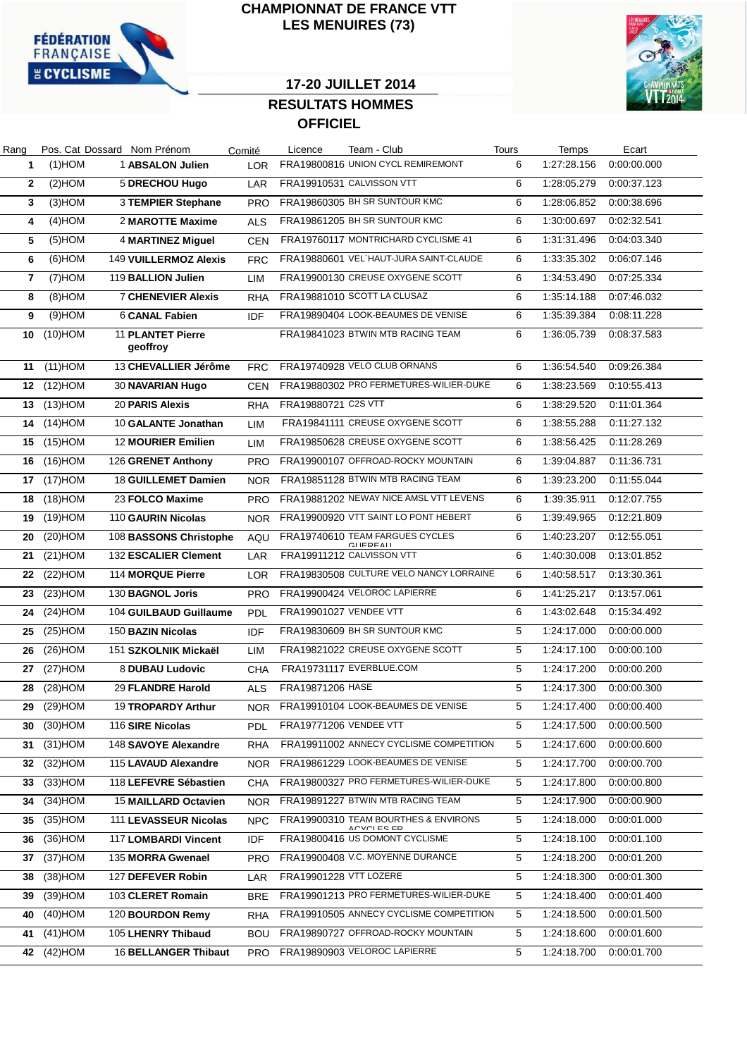# CHAMPIONNAT DE FRANCE VTT
## LES MENUIRES (73)

### 17-20 JUILLET 2014
### RESULTATS HOMMES
### OFFICIEL

| Rang | Pos. Cat | Dossard | Nom Prénom | Comité | Licence | Team - Club | Tours | Temps | Ecart |
|---|---|---|---|---|---|---|---|---|---|
| 1 | (1)HOM | 1 | **ABSALON Julien** | LOR | FRA19800816 | UNION CYCL REMIREMONT | 6 | 1:27:28.156 | 0:00:00.000 |
| 2 | (2)HOM | 5 | **DRECHOU Hugo** | LAR | FRA19910531 | CALVISSON VTT | 6 | 1:28:05.279 | 0:00:37.123 |
| 3 | (3)HOM | 3 | **TEMPIER Stephane** | PRO | FRA19860305 | BH SR SUNTOUR KMC | 6 | 1:28:06.852 | 0:00:38.696 |
| 4 | (4)HOM | 2 | **MAROTTE Maxime** | ALS | FRA19861205 | BH SR SUNTOUR KMC | 6 | 1:30:00.697 | 0:02:32.541 |
| 5 | (5)HOM | 4 | **MARTINEZ Miguel** | CEN | FRA19760117 | MONTRICHARD CYCLISME 41 | 6 | 1:31:31.496 | 0:04:03.340 |
| 6 | (6)HOM | 149 | **VUILLERMOZ Alexis** | FRC | FRA19880601 | VEL`HAUT-JURA SAINT-CLAUDE | 6 | 1:33:35.302 | 0:06:07.146 |
| 7 | (7)HOM | 119 | **BALLION Julien** | LIM | FRA19900130 | CREUSE OXYGENE SCOTT | 6 | 1:34:53.490 | 0:07:25.334 |
| 8 | (8)HOM | 7 | **CHENEVIER Alexis** | RHA | FRA19881010 | SCOTT LA CLUSAZ | 6 | 1:35:14.188 | 0:07:46.032 |
| 9 | (9)HOM | 6 | **CANAL Fabien** | IDF | FRA19890404 | LOOK-BEAUMES DE VENISE | 6 | 1:35:39.384 | 0:08:11.228 |
| 10 | (10)HOM | 11 | **PLANTET Pierre geoffroy** | | FRA19841023 | BTWIN MTB RACING TEAM | 6 | 1:36:05.739 | 0:08:37.583 |
| 11 | (11)HOM | 13 | **CHEVALLIER Jérôme** | FRC | FRA19740928 | VELO CLUB ORNANS | 6 | 1:36:54.540 | 0:09:26.384 |
| 12 | (12)HOM | 30 | **NAVARIAN Hugo** | CEN | FRA19880302 | PRO FERMETURES-WILIER-DUKE | 6 | 1:38:23.569 | 0:10:55.413 |
| 13 | (13)HOM | 20 | **PARIS Alexis** | RHA | FRA19880721 | C2S VTT | 6 | 1:38:29.520 | 0:11:01.364 |
| 14 | (14)HOM | 10 | **GALANTE Jonathan** | LIM | FRA19841111 | CREUSE OXYGENE SCOTT | 6 | 1:38:55.288 | 0:11:27.132 |
| 15 | (15)HOM | 12 | **MOURIER Emilien** | LIM | FRA19850628 | CREUSE OXYGENE SCOTT | 6 | 1:38:56.425 | 0:11:28.269 |
| 16 | (16)HOM | 126 | **GRENET Anthony** | PRO | FRA19900107 | OFFROAD-ROCKY MOUNTAIN | 6 | 1:39:04.887 | 0:11:36.731 |
| 17 | (17)HOM | 18 | **GUILLEMET Damien** | NOR | FRA19851128 | BTWIN MTB RACING TEAM | 6 | 1:39:23.200 | 0:11:55.044 |
| 18 | (18)HOM | 23 | **FOLCO Maxime** | PRO | FRA19881202 | NEWAY NICE AMSL VTT LEVENS | 6 | 1:39:35.911 | 0:12:07.755 |
| 19 | (19)HOM | 110 | **GAURIN Nicolas** | NOR | FRA19900920 | VTT SAINT LO PONT HEBERT | 6 | 1:39:49.965 | 0:12:21.809 |
| 20 | (20)HOM | 108 | **BASSONS Christophe** | AQU | FRA19740610 | TEAM FARGUES CYCLES GUEREAU | 6 | 1:40:23.207 | 0:12:55.051 |
| 21 | (21)HOM | 132 | **ESCALIER Clement** | LAR | FRA19911212 | CALVISSON VTT | 6 | 1:40:30.008 | 0:13:01.852 |
| 22 | (22)HOM | 114 | **MORQUE Pierre** | LOR | FRA19830508 | CULTURE VELO NANCY LORRAINE | 6 | 1:40:58.517 | 0:13:30.361 |
| 23 | (23)HOM | 130 | **BAGNOL Joris** | PRO | FRA19900424 | VELOROC LAPIERRE | 6 | 1:41:25.217 | 0:13:57.061 |
| 24 | (24)HOM | 104 | **GUILBAUD Guillaume** | PDL | FRA19901027 | VENDEE VTT | 6 | 1:43:02.648 | 0:15:34.492 |
| 25 | (25)HOM | 150 | **BAZIN Nicolas** | IDF | FRA19830609 | BH SR SUNTOUR KMC | 5 | 1:24:17.000 | 0:00:00.000 |
| 26 | (26)HOM | 151 | **SZKOLNIK Mickaël** | LIM | FRA19821022 | CREUSE OXYGENE SCOTT | 5 | 1:24:17.100 | 0:00:00.100 |
| 27 | (27)HOM | 8 | **DUBAU Ludovic** | CHA | FRA19731117 | EVERBLUE.COM | 5 | 1:24:17.200 | 0:00:00.200 |
| 28 | (28)HOM | 29 | **FLANDRE Harold** | ALS | FRA19871206 | HASE | 5 | 1:24:17.300 | 0:00:00.300 |
| 29 | (29)HOM | 19 | **TROPARDY Arthur** | NOR | FRA19910104 | LOOK-BEAUMES DE VENISE | 5 | 1:24:17.400 | 0:00:00.400 |
| 30 | (30)HOM | 116 | **SIRE Nicolas** | PDL | FRA19771206 | VENDEE VTT | 5 | 1:24:17.500 | 0:00:00.500 |
| 31 | (31)HOM | 148 | **SAVOYE Alexandre** | RHA | FRA19911002 | ANNECY CYCLISME COMPETITION | 5 | 1:24:17.600 | 0:00:00.600 |
| 32 | (32)HOM | 115 | **LAVAUD Alexandre** | NOR | FRA19861229 | LOOK-BEAUMES DE VENISE | 5 | 1:24:17.700 | 0:00:00.700 |
| 33 | (33)HOM | 118 | **LEFEVRE Sébastien** | CHA | FRA19800327 | PRO FERMETURES-WILIER-DUKE | 5 | 1:24:17.800 | 0:00:00.800 |
| 34 | (34)HOM | 15 | **MAILLARD Octavien** | NOR | FRA19891227 | BTWIN MTB RACING TEAM | 5 | 1:24:17.900 | 0:00:00.900 |
| 35 | (35)HOM | 111 | **LEVASSEUR Nicolas** | NPC | FRA19900310 | TEAM BOURTHES & ENVIRONS ACYCLES FR | 5 | 1:24:18.000 | 0:00:01.000 |
| 36 | (36)HOM | 117 | **LOMBARDI Vincent** | IDF | FRA19800416 | US DOMONT CYCLISME | 5 | 1:24:18.100 | 0:00:01.100 |
| 37 | (37)HOM | 135 | **MORRA Gwenael** | PRO | FRA19900408 | V.C. MOYENNE DURANCE | 5 | 1:24:18.200 | 0:00:01.200 |
| 38 | (38)HOM | 127 | **DEFEVER Robin** | LAR | FRA19901228 | VTT LOZERE | 5 | 1:24:18.300 | 0:00:01.300 |
| 39 | (39)HOM | 103 | **CLERET Romain** | BRE | FRA19901213 | PRO FERMETURES-WILIER-DUKE | 5 | 1:24:18.400 | 0:00:01.400 |
| 40 | (40)HOM | 120 | **BOURDON Remy** | RHA | FRA19910505 | ANNECY CYCLISME COMPETITION | 5 | 1:24:18.500 | 0:00:01.500 |
| 41 | (41)HOM | 105 | **LHENRY Thibaud** | BOU | FRA19890727 | OFFROAD-ROCKY MOUNTAIN | 5 | 1:24:18.600 | 0:00:01.600 |
| 42 | (42)HOM | 16 | **BELLANGER Thibaut** | PRO | FRA19890903 | VELOROC LAPIERRE | 5 | 1:24:18.700 | 0:00:01.700 |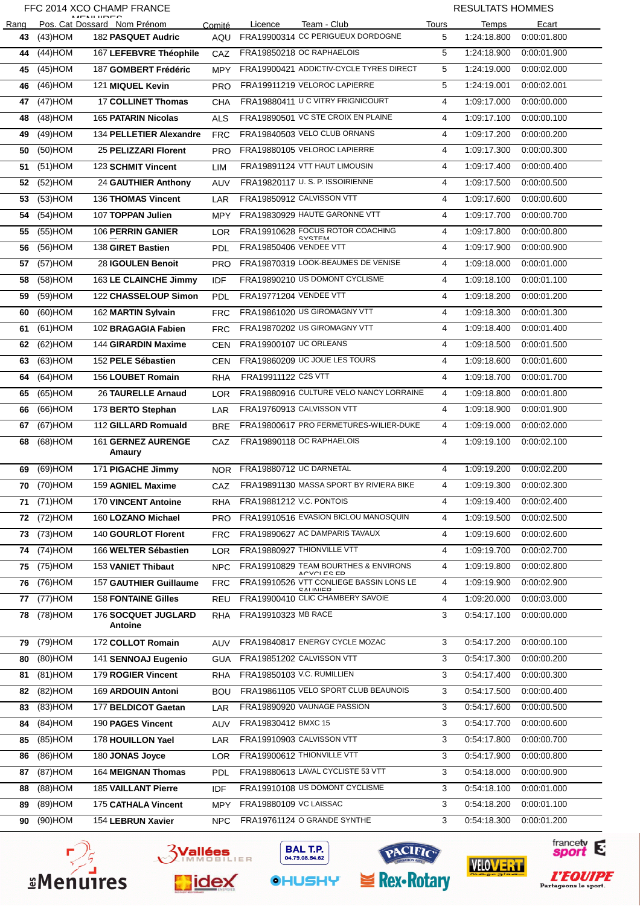FFC 2014 XCO CHAMP FRANCE MENUIRES

RESULTATS HOMMES

| Rang | Pos. Cat | Dossard | Nom Prénom | Comité | Licence | Team - Club | Tours | Temps | Ecart |
|---|---|---|---|---|---|---|---|---|---|
| 43 | (43)HOM | 182 | **PASQUET Audric** | AQU | FRA19900314 | CC PERIGUEUX DORDOGNE | 5 | 1:24:18.800 | 0:00:01.800 |
| 44 | (44)HOM | 167 | **LEFEBVRE Théophile** | CAZ | FRA19850218 | OC RAPHAELOIS | 5 | 1:24:18.900 | 0:00:01.900 |
| 45 | (45)HOM | 187 | **GOMBERT Frédéric** | MPY | FRA19900421 | ADDICTIV-CYCLE TYRES DIRECT | 5 | 1:24:19.000 | 0:00:02.000 |
| 46 | (46)HOM | 121 | **MIQUEL Kevin** | PRO | FRA19911219 | VELOROC LAPIERRE | 5 | 1:24:19.001 | 0:00:02.001 |
| 47 | (47)HOM | 17 | **COLLINET Thomas** | CHA | FRA19880411 | U C VITRY FRIGNICOURT | 4 | 1:09:17.000 | 0:00:00.000 |
| 48 | (48)HOM | 165 | **PATARIN Nicolas** | ALS | FRA19890501 | VC STE CROIX EN PLAINE | 4 | 1:09:17.100 | 0:00:00.100 |
| 49 | (49)HOM | 134 | **PELLETIER Alexandre** | FRC | FRA19840503 | VELO CLUB ORNANS | 4 | 1:09:17.200 | 0:00:00.200 |
| 50 | (50)HOM | 25 | **PELIZZARI Florent** | PRO | FRA19880105 | VELOROC LAPIERRE | 4 | 1:09:17.300 | 0:00:00.300 |
| 51 | (51)HOM | 123 | **SCHMIT Vincent** | LIM | FRA19891124 | VTT HAUT LIMOUSIN | 4 | 1:09:17.400 | 0:00:00.400 |
| 52 | (52)HOM | 24 | **GAUTHIER Anthony** | AUV | FRA19820117 | U. S. P. ISSOIRIENNE | 4 | 1:09:17.500 | 0:00:00.500 |
| 53 | (53)HOM | 136 | **THOMAS Vincent** | LAR | FRA19850912 | CALVISSON VTT | 4 | 1:09:17.600 | 0:00:00.600 |
| 54 | (54)HOM | 107 | **TOPPAN Julien** | MPY | FRA19830929 | HAUTE GARONNE VTT | 4 | 1:09:17.700 | 0:00:00.700 |
| 55 | (55)HOM | 106 | **PERRIN GANIER Thibault** | LOR | FRA19910628 | FOCUS ROTOR COACHING SYSTEM | 4 | 1:09:17.800 | 0:00:00.800 |
| 56 | (56)HOM | 138 | **GIRET Bastien** | PDL | FRA19850406 | VENDEE VTT | 4 | 1:09:17.900 | 0:00:00.900 |
| 57 | (57)HOM | 28 | **IGOULEN Benoit** | PRO | FRA19870319 | LOOK-BEAUMES DE VENISE | 4 | 1:09:18.000 | 0:00:01.000 |
| 58 | (58)HOM | 163 | **LE CLAINCHE Jimmy** | IDF | FRA19890210 | US DOMONT CYCLISME | 4 | 1:09:18.100 | 0:00:01.100 |
| 59 | (59)HOM | 122 | **CHASSELOUP Simon** | PDL | FRA19771204 | VENDEE VTT | 4 | 1:09:18.200 | 0:00:01.200 |
| 60 | (60)HOM | 162 | **MARTIN Sylvain** | FRC | FRA19861020 | US GIROMAGNY VTT | 4 | 1:09:18.300 | 0:00:01.300 |
| 61 | (61)HOM | 102 | **BRAGAGIA Fabien** | FRC | FRA19870202 | US GIROMAGNY VTT | 4 | 1:09:18.400 | 0:00:01.400 |
| 62 | (62)HOM | 144 | **GIRARDIN Maxime** | CEN | FRA19900107 | UC ORLEANS | 4 | 1:09:18.500 | 0:00:01.500 |
| 63 | (63)HOM | 152 | **PELE Sébastien** | CEN | FRA19860209 | UC JOUE LES TOURS | 4 | 1:09:18.600 | 0:00:01.600 |
| 64 | (64)HOM | 156 | **LOUBET Romain** | RHA | FRA19911122 | C2S VTT | 4 | 1:09:18.700 | 0:00:01.700 |
| 65 | (65)HOM | 26 | **TAURELLE Arnaud** | LOR | FRA19880916 | CULTURE VELO NANCY LORRAINE | 4 | 1:09:18.800 | 0:00:01.800 |
| 66 | (66)HOM | 173 | **BERTO Stephan** | LAR | FRA19760913 | CALVISSON VTT | 4 | 1:09:18.900 | 0:00:01.900 |
| 67 | (67)HOM | 112 | **GILLARD Romuald** | BRE | FRA19800617 | PRO FERMETURES-WILIER-DUKE | 4 | 1:09:19.000 | 0:00:02.000 |
| 68 | (68)HOM | 161 | **GERNEZ AURENGE Amaury** | CAZ | FRA19890118 | OC RAPHAELOIS | 4 | 1:09:19.100 | 0:00:02.100 |
| 69 | (69)HOM | 171 | **PIGACHE Jimmy** | NOR | FRA19880712 | UC DARNETAL | 4 | 1:09:19.200 | 0:00:02.200 |
| 70 | (70)HOM | 159 | **AGNIEL Maxime** | CAZ | FRA19891130 | MASSA SPORT BY RIVIERA BIKE | 4 | 1:09:19.300 | 0:00:02.300 |
| 71 | (71)HOM | 170 | **VINCENT Antoine** | RHA | FRA19881212 | V.C. PONTOIS | 4 | 1:09:19.400 | 0:00:02.400 |
| 72 | (72)HOM | 160 | **LOZANO Michael** | PRO | FRA19910516 | EVASION BICLOU MANOSQUIN | 4 | 1:09:19.500 | 0:00:02.500 |
| 73 | (73)HOM | 140 | **GOURLOT Florent** | FRC | FRA19890627 | AC DAMPARIS TAVAUX | 4 | 1:09:19.600 | 0:00:02.600 |
| 74 | (74)HOM | 166 | **WELTER Sébastien** | LOR | FRA19880927 | THIONVILLE VTT | 4 | 1:09:19.700 | 0:00:02.700 |
| 75 | (75)HOM | 153 | **VANIET Thibaut** | NPC | FRA19910829 | TEAM BOURTHES & ENVIRONS ACYCLES FR | 4 | 1:09:19.800 | 0:00:02.800 |
| 76 | (76)HOM | 157 | **GAUTHIER Guillaume** | FRC | FRA19910526 | VTT CONLIEGE BASSIN LONS LE SAUNIER | 4 | 1:09:19.900 | 0:00:02.900 |
| 77 | (77)HOM | 158 | **FONTAINE Gilles** | REU | FRA19900410 | CLIC CHAMBERY SAVOIE | 4 | 1:09:20.000 | 0:00:03.000 |
| 78 | (78)HOM | 176 | **SOCQUET JUGLARD Antoine** | RHA | FRA19910323 | MB RACE | 3 | 0:54:17.100 | 0:00:00.000 |
| 79 | (79)HOM | 172 | **COLLOT Romain** | AUV | FRA19840817 | ENERGY CYCLE MOZAC | 3 | 0:54:17.200 | 0:00:00.100 |
| 80 | (80)HOM | 141 | **SENNOAJ Eugenio** | GUA | FRA19851202 | CALVISSON VTT | 3 | 0:54:17.300 | 0:00:00.200 |
| 81 | (81)HOM | 179 | **ROGIER Vincent** | RHA | FRA19850103 | V.C. RUMILLIEN | 3 | 0:54:17.400 | 0:00:00.300 |
| 82 | (82)HOM | 169 | **ARDOUIN Antoni** | BOU | FRA19861105 | VELO SPORT CLUB BEAUNOIS | 3 | 0:54:17.500 | 0:00:00.400 |
| 83 | (83)HOM | 177 | **BELDICOT Gaetan** | LAR | FRA19890920 | VAUNAGE PASSION | 3 | 0:54:17.600 | 0:00:00.500 |
| 84 | (84)HOM | 190 | **PAGES Vincent** | AUV | FRA19830412 | BMXC 15 | 3 | 0:54:17.700 | 0:00:00.600 |
| 85 | (85)HOM | 178 | **HOUILLON Yael** | LAR | FRA19910903 | CALVISSON VTT | 3 | 0:54:17.800 | 0:00:00.700 |
| 86 | (86)HOM | 180 | **JONAS Joyce** | LOR | FRA19900612 | THIONVILLE VTT | 3 | 0:54:17.900 | 0:00:00.800 |
| 87 | (87)HOM | 164 | **MEIGNAN Thomas** | PDL | FRA19880613 | LAVAL CYCLISTE 53 VTT | 3 | 0:54:18.000 | 0:00:00.900 |
| 88 | (88)HOM | 185 | **VAILLANT Pierre** | IDF | FRA19910108 | US DOMONT CYCLISME | 3 | 0:54:18.100 | 0:00:01.000 |
| 89 | (89)HOM | 175 | **CATHALA Vincent** | MPY | FRA19880109 | VC LAISSAC | 3 | 0:54:18.200 | 0:00:01.100 |
| 90 | (90)HOM | 154 | **LEBRUN Xavier** | NPC | FRA19761124 | O GRANDE SYNTHE | 3 | 0:54:18.300 | 0:00:01.200 |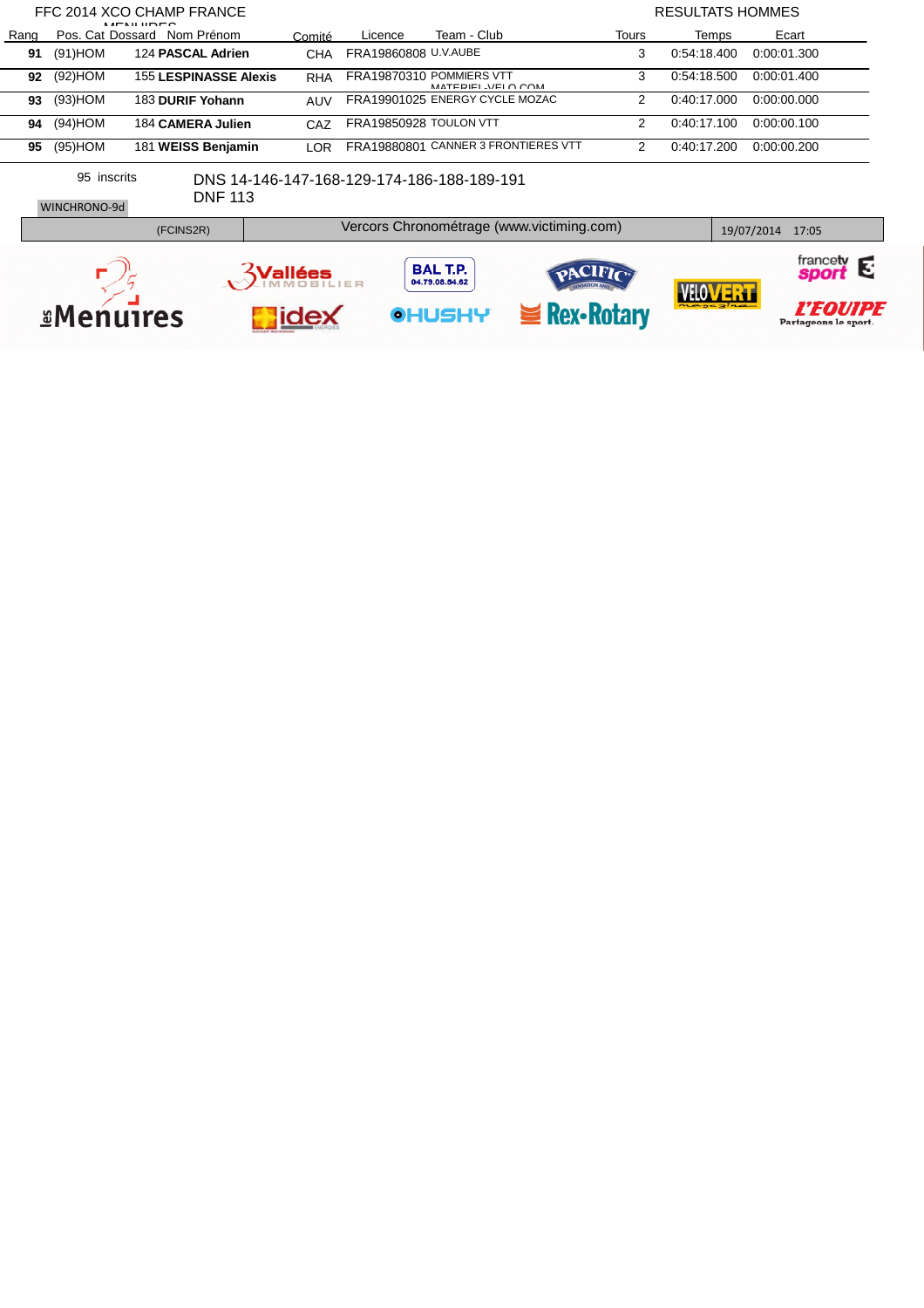FFC 2014 XCO CHAMP FRANCE MENUIRES

RESULTATS HOMMES

| Rang | Pos. Cat | Dossard | Nom Prénom | Comité | Licence | Team - Club | Tours | Temps | Ecart |
|---|---|---|---|---|---|---|---|---|---|
| **91** | (91)HOM | 124 | **PASCAL Adrien** | CHA | FRA19860808 | U.V.AUBE | 3 | 0:54:18.400 | 0:00:01.300 |
| **92** | (92)HOM | 155 | **LESPINASSE Alexis** | RHA | FRA19870310 | POMMIERS VTT MATERIEL-VELO.COM | 3 | 0:54:18.500 | 0:00:01.400 |
| **93** | (93)HOM | 183 | **DURIF Yohann** | AUV | FRA19901025 | ENERGY CYCLE MOZAC | 2 | 0:40:17.000 | 0:00:00.000 |
| **94** | (94)HOM | 184 | **CAMERA Julien** | CAZ | FRA19850928 | TOULON VTT | 2 | 0:40:17.100 | 0:00:00.100 |
| **95** | (95)HOM | 181 | **WEISS Benjamin** | LOR | FRA19880801 | CANNER 3 FRONTIERES VTT | 2 | 0:40:17.200 | 0:00:00.200 |

95 inscrits

DNS 14-146-147-168-129-174-186-188-189-191

DNF 113

WINCHRONO-9d

(FCINS2R) | Vercors Chronométrage (www.victiming.com) | 19/07/2014 17:05